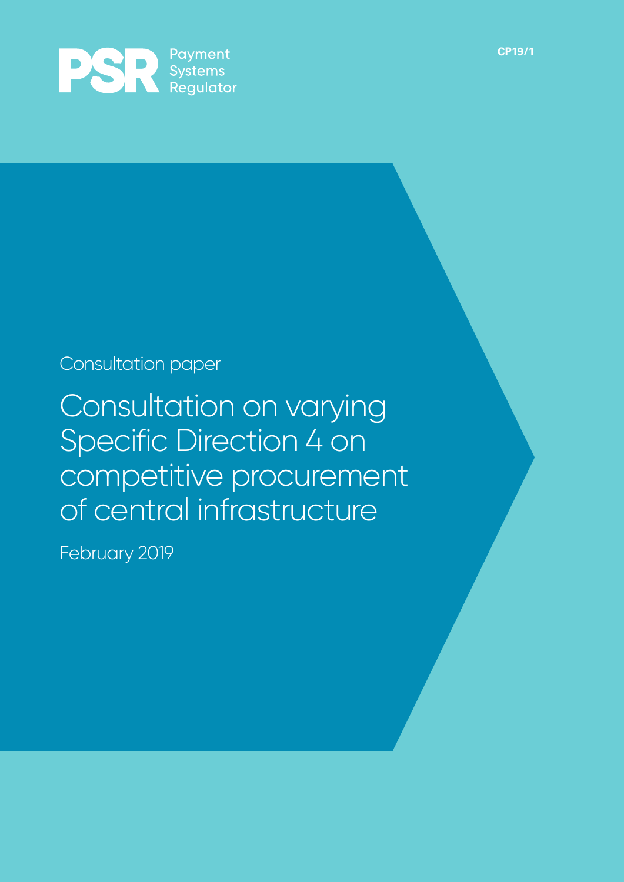Payment Systems Regulator

CP19/1

Consultation paper

# Consultation on varying Specific Direction 4 on competitive procurement of central infrastructure

February 2019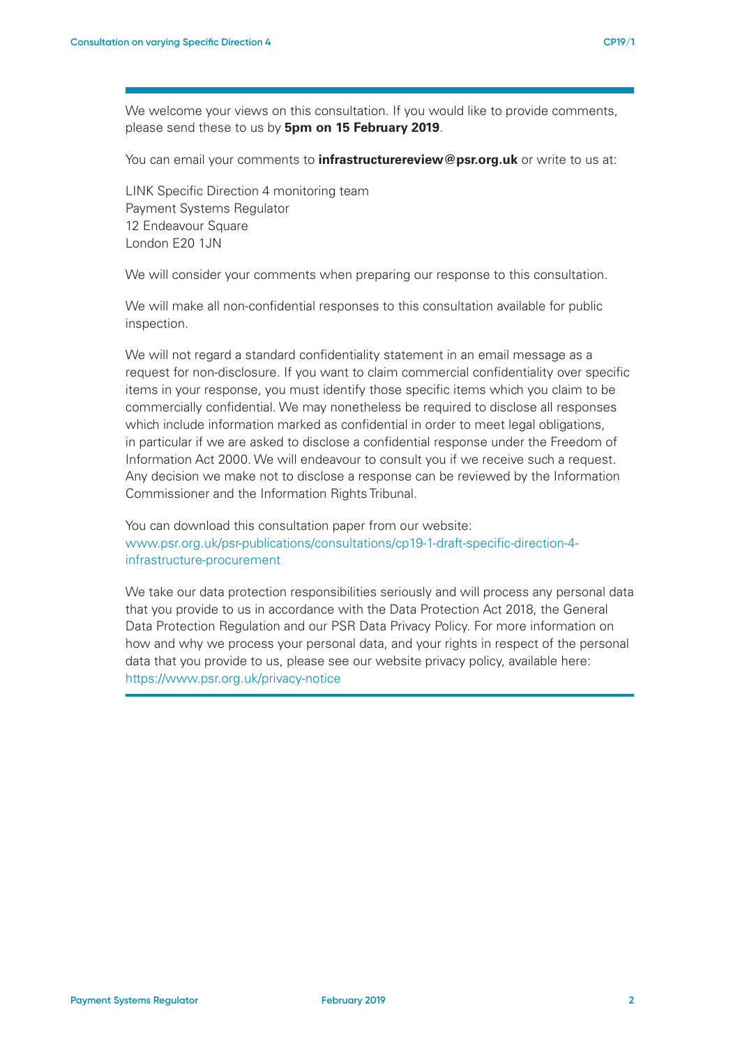We welcome your views on this consultation. If you would like to provide comments, please send these to us by **5pm on 15 February 2019**.

You can email your comments to **infrastructurereview@psr.org.uk** or write to us at:

LINK Specific Direction 4 monitoring team
Payment Systems Regulator
12 Endeavour Square
London E20 1JN

We will consider your comments when preparing our response to this consultation.

We will make all non-confidential responses to this consultation available for public inspection.

We will not regard a standard confidentiality statement in an email message as a request for non-disclosure. If you want to claim commercial confidentiality over specific items in your response, you must identify those specific items which you claim to be commercially confidential. We may nonetheless be required to disclose all responses which include information marked as confidential in order to meet legal obligations, in particular if we are asked to disclose a confidential response under the Freedom of Information Act 2000. We will endeavour to consult you if we receive such a request. Any decision we make not to disclose a response can be reviewed by the Information Commissioner and the Information Rights Tribunal.

You can download this consultation paper from our website:
www.psr.org.uk/psr-publications/consultations/cp19-1-draft-specific-direction-4-infrastructure-procurement

We take our data protection responsibilities seriously and will process any personal data that you provide to us in accordance with the Data Protection Act 2018, the General Data Protection Regulation and our PSR Data Privacy Policy. For more information on how and why we process your personal data, and your rights in respect of the personal data that you provide to us, please see our website privacy policy, available here: https://www.psr.org.uk/privacy-notice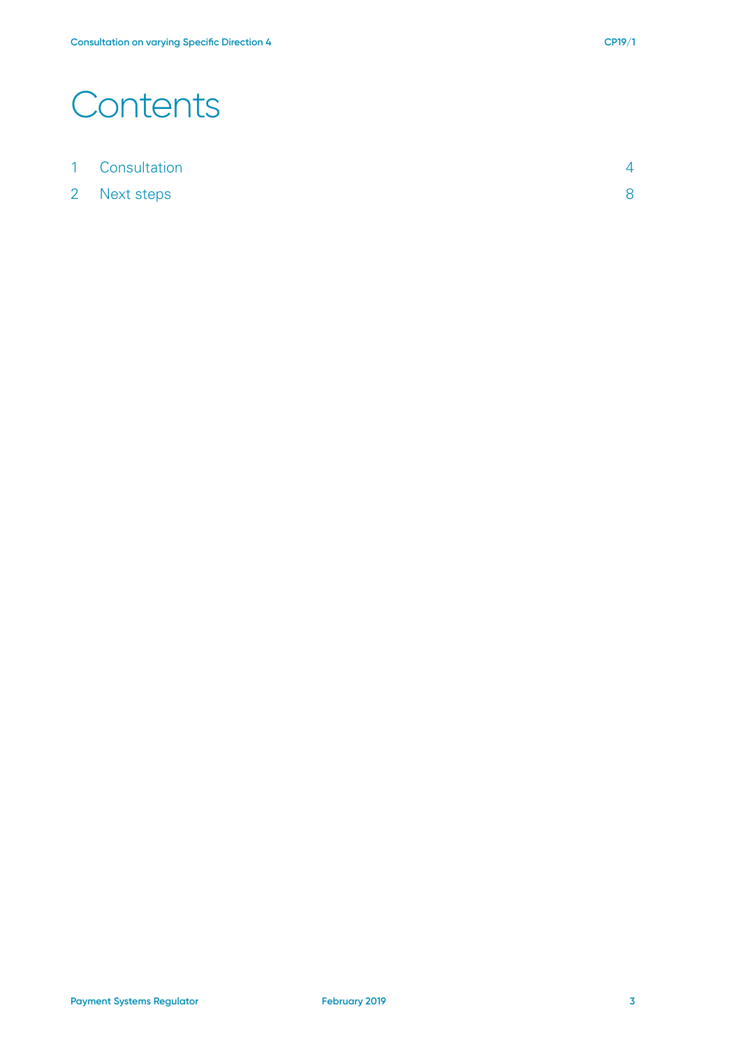# Contents

| | | |
|---|---|---|
| 1 | Consultation | 4 |
| 2 | Next steps | 8 |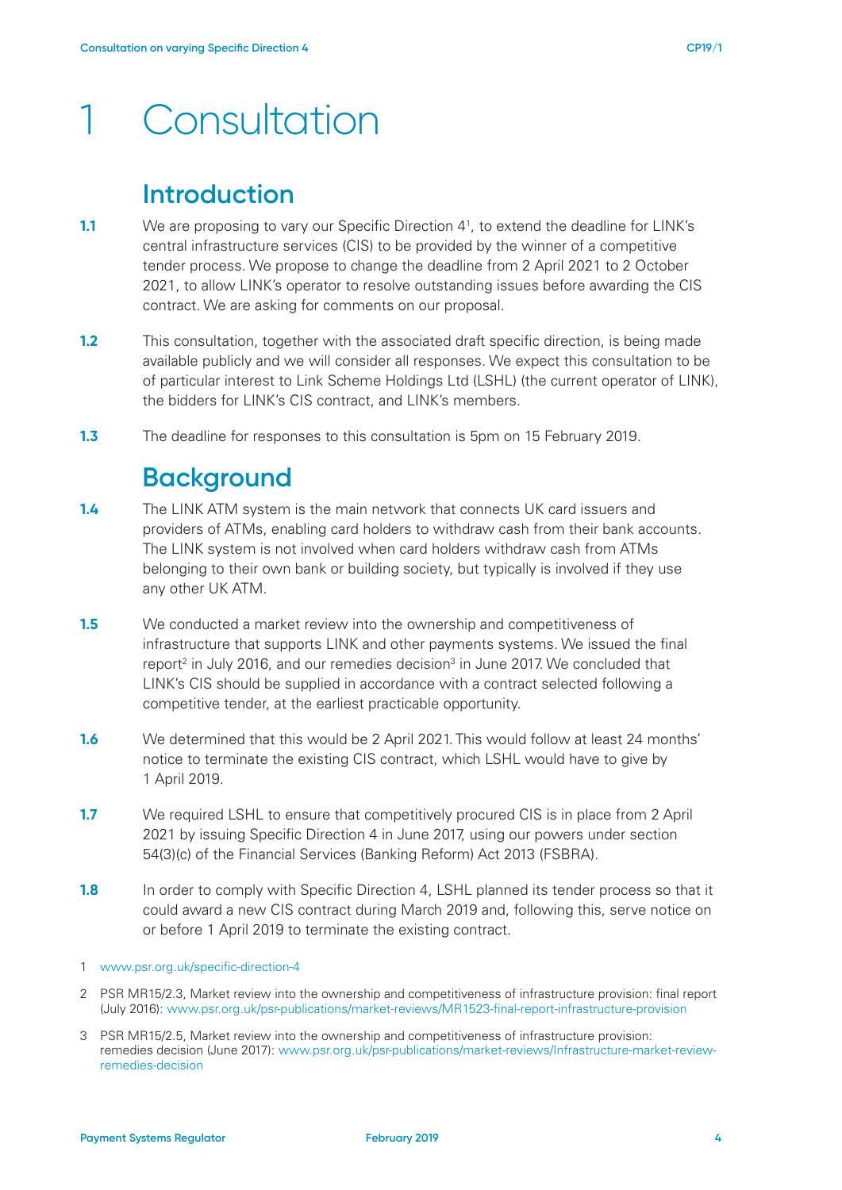# 1 Consultation

## Introduction

**1.1** We are proposing to vary our Specific Direction 4[1], to extend the deadline for LINK's central infrastructure services (CIS) to be provided by the winner of a competitive tender process. We propose to change the deadline from 2 April 2021 to 2 October 2021, to allow LINK's operator to resolve outstanding issues before awarding the CIS contract. We are asking for comments on our proposal.

**1.2** This consultation, together with the associated draft specific direction, is being made available publicly and we will consider all responses. We expect this consultation to be of particular interest to Link Scheme Holdings Ltd (LSHL) (the current operator of LINK), the bidders for LINK's CIS contract, and LINK's members.

**1.3** The deadline for responses to this consultation is 5pm on 15 February 2019.

## Background

**1.4** The LINK ATM system is the main network that connects UK card issuers and providers of ATMs, enabling card holders to withdraw cash from their bank accounts. The LINK system is not involved when card holders withdraw cash from ATMs belonging to their own bank or building society, but typically is involved if they use any other UK ATM.

**1.5** We conducted a market review into the ownership and competitiveness of infrastructure that supports LINK and other payments systems. We issued the final report[2] in July 2016, and our remedies decision[3] in June 2017. We concluded that LINK's CIS should be supplied in accordance with a contract selected following a competitive tender, at the earliest practicable opportunity.

**1.6** We determined that this would be 2 April 2021. This would follow at least 24 months' notice to terminate the existing CIS contract, which LSHL would have to give by 1 April 2019.

**1.7** We required LSHL to ensure that competitively procured CIS is in place from 2 April 2021 by issuing Specific Direction 4 in June 2017, using our powers under section 54(3)(c) of the Financial Services (Banking Reform) Act 2013 (FSBRA).

**1.8** In order to comply with Specific Direction 4, LSHL planned its tender process so that it could award a new CIS contract during March 2019 and, following this, serve notice on or before 1 April 2019 to terminate the existing contract.

1 www.psr.org.uk/specific-direction-4

2 PSR MR15/2.3, Market review into the ownership and competitiveness of infrastructure provision: final report (July 2016): www.psr.org.uk/psr-publications/market-reviews/MR1523-final-report-infrastructure-provision

3 PSR MR15/2.5, Market review into the ownership and competitiveness of infrastructure provision: remedies decision (June 2017): www.psr.org.uk/psr-publications/market-reviews/Infrastructure-market-review-remedies-decision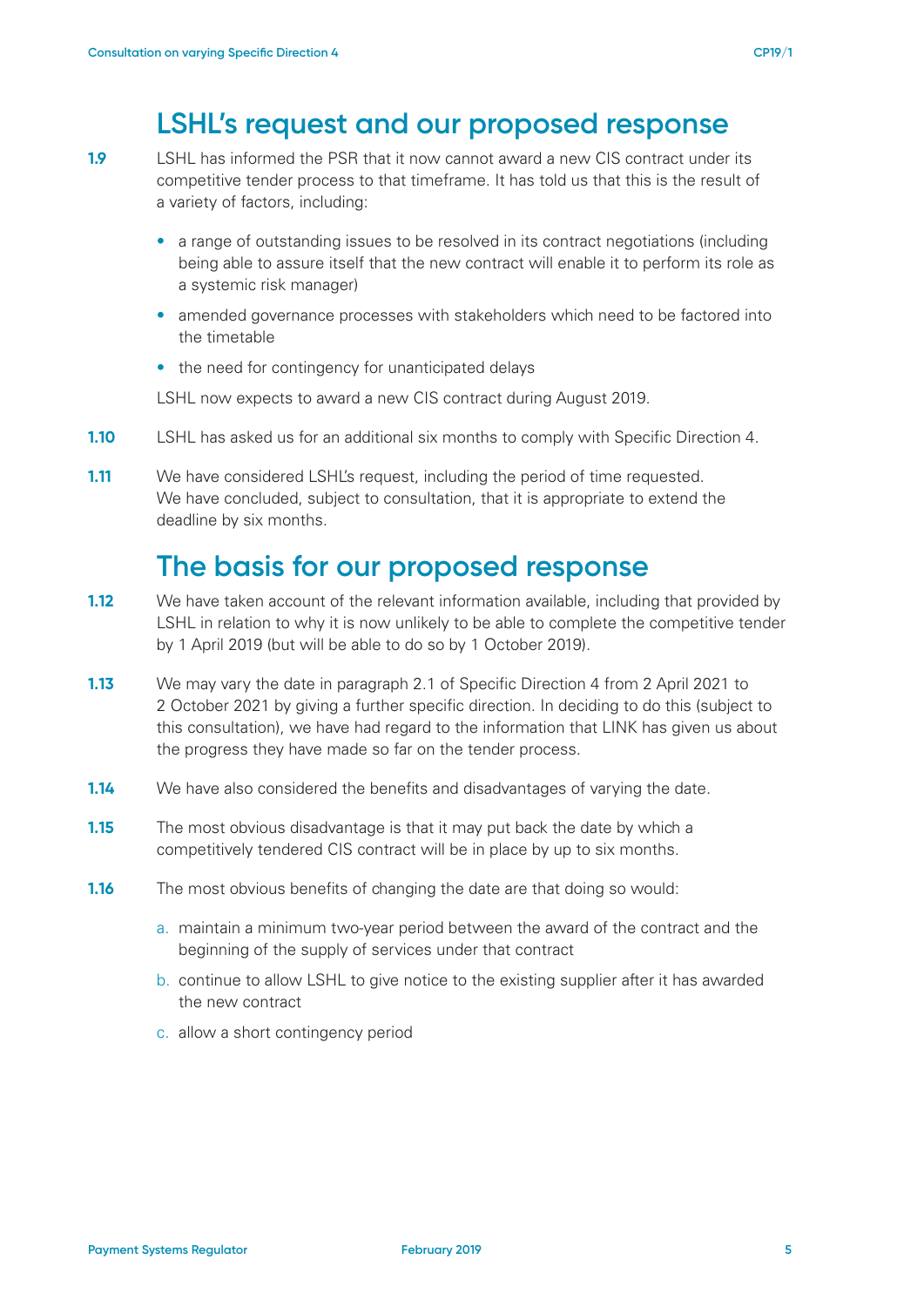## LSHL's request and our proposed response

**1.9** LSHL has informed the PSR that it now cannot award a new CIS contract under its competitive tender process to that timeframe. It has told us that this is the result of a variety of factors, including:

- a range of outstanding issues to be resolved in its contract negotiations (including being able to assure itself that the new contract will enable it to perform its role as a systemic risk manager)
- amended governance processes with stakeholders which need to be factored into the timetable
- the need for contingency for unanticipated delays

LSHL now expects to award a new CIS contract during August 2019.

**1.10** LSHL has asked us for an additional six months to comply with Specific Direction 4.

**1.11** We have considered LSHL's request, including the period of time requested. We have concluded, subject to consultation, that it is appropriate to extend the deadline by six months.

## The basis for our proposed response

**1.12** We have taken account of the relevant information available, including that provided by LSHL in relation to why it is now unlikely to be able to complete the competitive tender by 1 April 2019 (but will be able to do so by 1 October 2019).

**1.13** We may vary the date in paragraph 2.1 of Specific Direction 4 from 2 April 2021 to 2 October 2021 by giving a further specific direction. In deciding to do this (subject to this consultation), we have had regard to the information that LINK has given us about the progress they have made so far on the tender process.

**1.14** We have also considered the benefits and disadvantages of varying the date.

**1.15** The most obvious disadvantage is that it may put back the date by which a competitively tendered CIS contract will be in place by up to six months.

**1.16** The most obvious benefits of changing the date are that doing so would:

a. maintain a minimum two-year period between the award of the contract and the beginning of the supply of services under that contract

b. continue to allow LSHL to give notice to the existing supplier after it has awarded the new contract

c. allow a short contingency period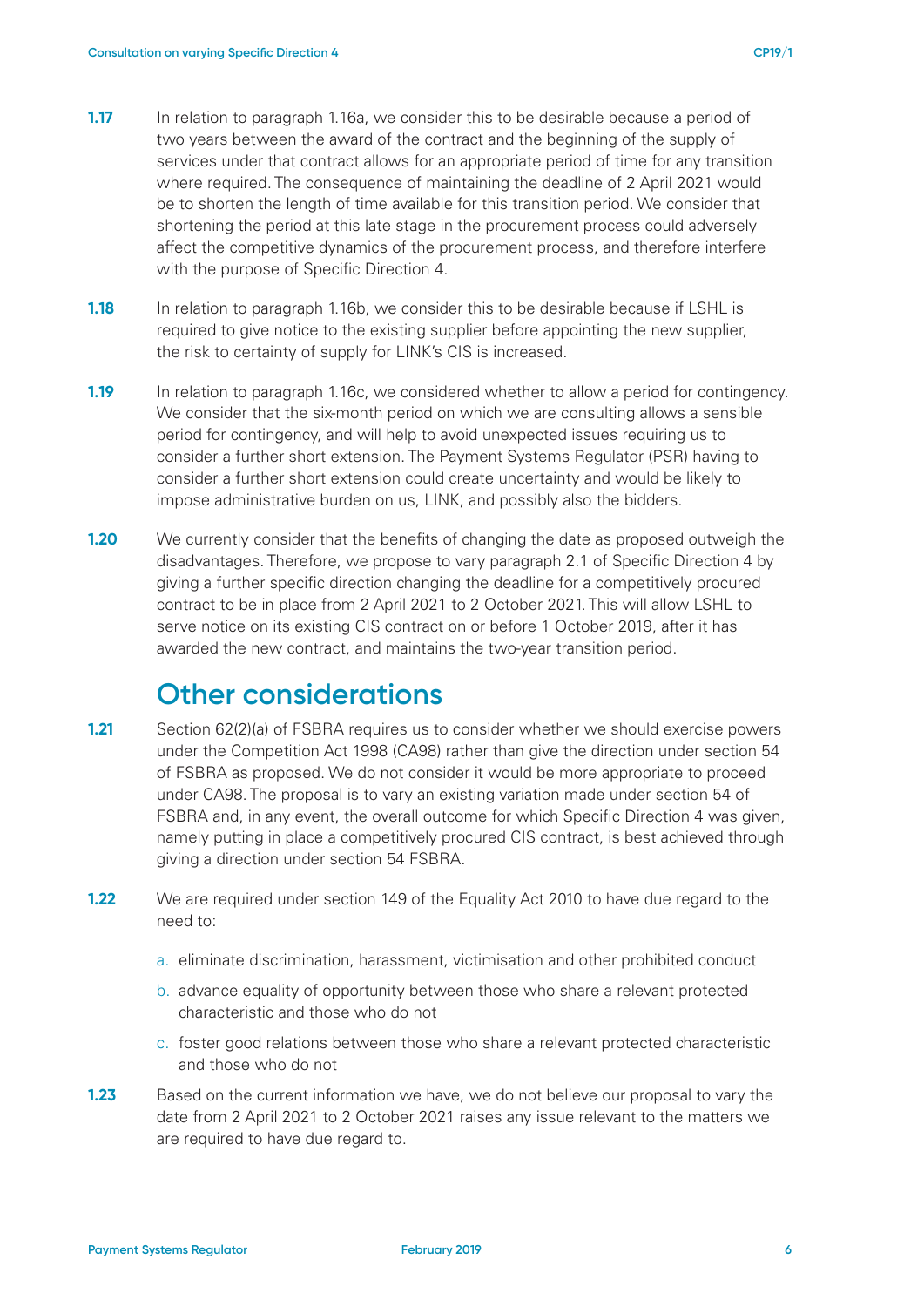**1.17** In relation to paragraph 1.16a, we consider this to be desirable because a period of two years between the award of the contract and the beginning of the supply of services under that contract allows for an appropriate period of time for any transition where required. The consequence of maintaining the deadline of 2 April 2021 would be to shorten the length of time available for this transition period. We consider that shortening the period at this late stage in the procurement process could adversely affect the competitive dynamics of the procurement process, and therefore interfere with the purpose of Specific Direction 4.

**1.18** In relation to paragraph 1.16b, we consider this to be desirable because if LSHL is required to give notice to the existing supplier before appointing the new supplier, the risk to certainty of supply for LINK's CIS is increased.

**1.19** In relation to paragraph 1.16c, we considered whether to allow a period for contingency. We consider that the six-month period on which we are consulting allows a sensible period for contingency, and will help to avoid unexpected issues requiring us to consider a further short extension. The Payment Systems Regulator (PSR) having to consider a further short extension could create uncertainty and would be likely to impose administrative burden on us, LINK, and possibly also the bidders.

**1.20** We currently consider that the benefits of changing the date as proposed outweigh the disadvantages. Therefore, we propose to vary paragraph 2.1 of Specific Direction 4 by giving a further specific direction changing the deadline for a competitively procured contract to be in place from 2 April 2021 to 2 October 2021. This will allow LSHL to serve notice on its existing CIS contract on or before 1 October 2019, after it has awarded the new contract, and maintains the two-year transition period.

## Other considerations

**1.21** Section 62(2)(a) of FSBRA requires us to consider whether we should exercise powers under the Competition Act 1998 (CA98) rather than give the direction under section 54 of FSBRA as proposed. We do not consider it would be more appropriate to proceed under CA98. The proposal is to vary an existing variation made under section 54 of FSBRA and, in any event, the overall outcome for which Specific Direction 4 was given, namely putting in place a competitively procured CIS contract, is best achieved through giving a direction under section 54 FSBRA.

**1.22** We are required under section 149 of the Equality Act 2010 to have due regard to the need to:

a. eliminate discrimination, harassment, victimisation and other prohibited conduct

b. advance equality of opportunity between those who share a relevant protected characteristic and those who do not

c. foster good relations between those who share a relevant protected characteristic and those who do not

**1.23** Based on the current information we have, we do not believe our proposal to vary the date from 2 April 2021 to 2 October 2021 raises any issue relevant to the matters we are required to have due regard to.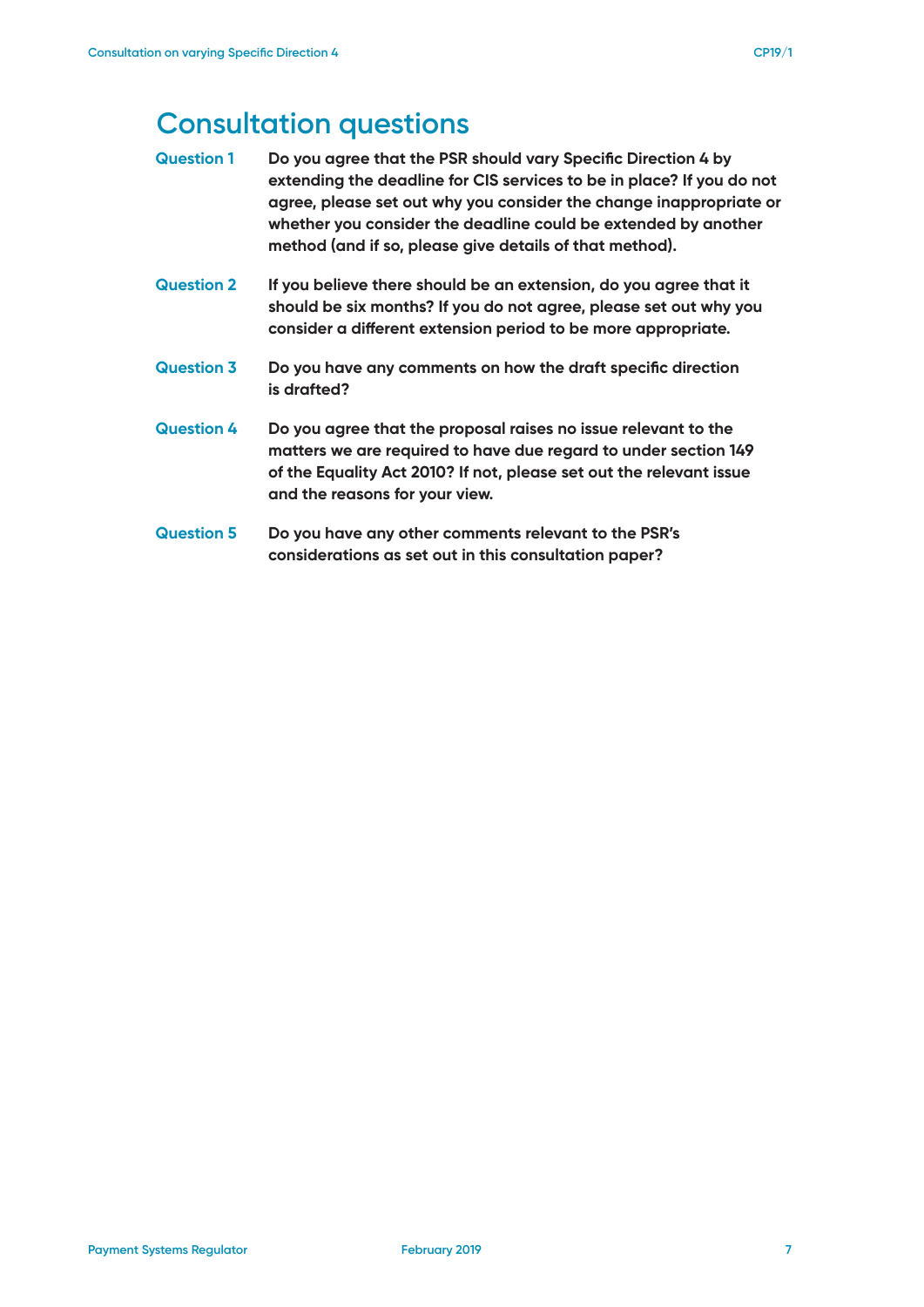# Consultation questions

**Question 1** **Do you agree that the PSR should vary Specific Direction 4 by extending the deadline for CIS services to be in place? If you do not agree, please set out why you consider the change inappropriate or whether you consider the deadline could be extended by another method (and if so, please give details of that method).**

**Question 2** **If you believe there should be an extension, do you agree that it should be six months? If you do not agree, please set out why you consider a different extension period to be more appropriate.**

**Question 3** **Do you have any comments on how the draft specific direction is drafted?**

**Question 4** **Do you agree that the proposal raises no issue relevant to the matters we are required to have due regard to under section 149 of the Equality Act 2010? If not, please set out the relevant issue and the reasons for your view.**

**Question 5** **Do you have any other comments relevant to the PSR's considerations as set out in this consultation paper?**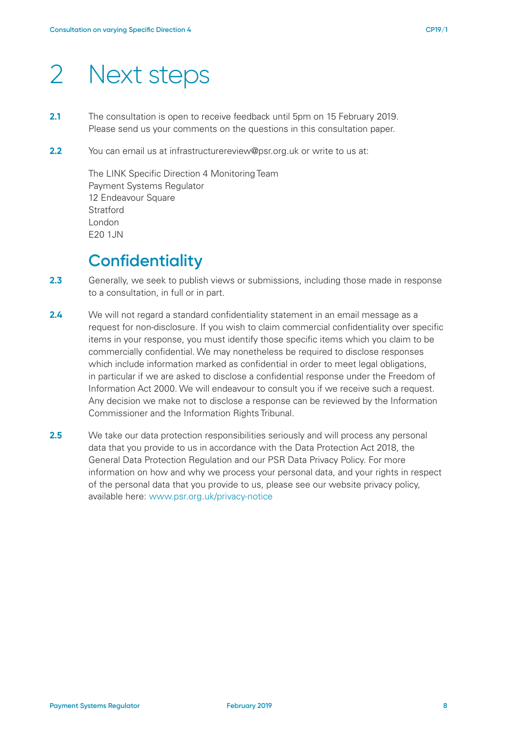# 2 Next steps

**2.1** The consultation is open to receive feedback until 5pm on 15 February 2019. Please send us your comments on the questions in this consultation paper.

**2.2** You can email us at infrastructurereview@psr.org.uk or write to us at:

The LINK Specific Direction 4 Monitoring Team
Payment Systems Regulator
12 Endeavour Square
Stratford
London
E20 1JN

## Confidentiality

**2.3** Generally, we seek to publish views or submissions, including those made in response to a consultation, in full or in part.

**2.4** We will not regard a standard confidentiality statement in an email message as a request for non-disclosure. If you wish to claim commercial confidentiality over specific items in your response, you must identify those specific items which you claim to be commercially confidential. We may nonetheless be required to disclose responses which include information marked as confidential in order to meet legal obligations, in particular if we are asked to disclose a confidential response under the Freedom of Information Act 2000. We will endeavour to consult you if we receive such a request. Any decision we make not to disclose a response can be reviewed by the Information Commissioner and the Information Rights Tribunal.

**2.5** We take our data protection responsibilities seriously and will process any personal data that you provide to us in accordance with the Data Protection Act 2018, the General Data Protection Regulation and our PSR Data Privacy Policy. For more information on how and why we process your personal data, and your rights in respect of the personal data that you provide to us, please see our website privacy policy, available here: www.psr.org.uk/privacy-notice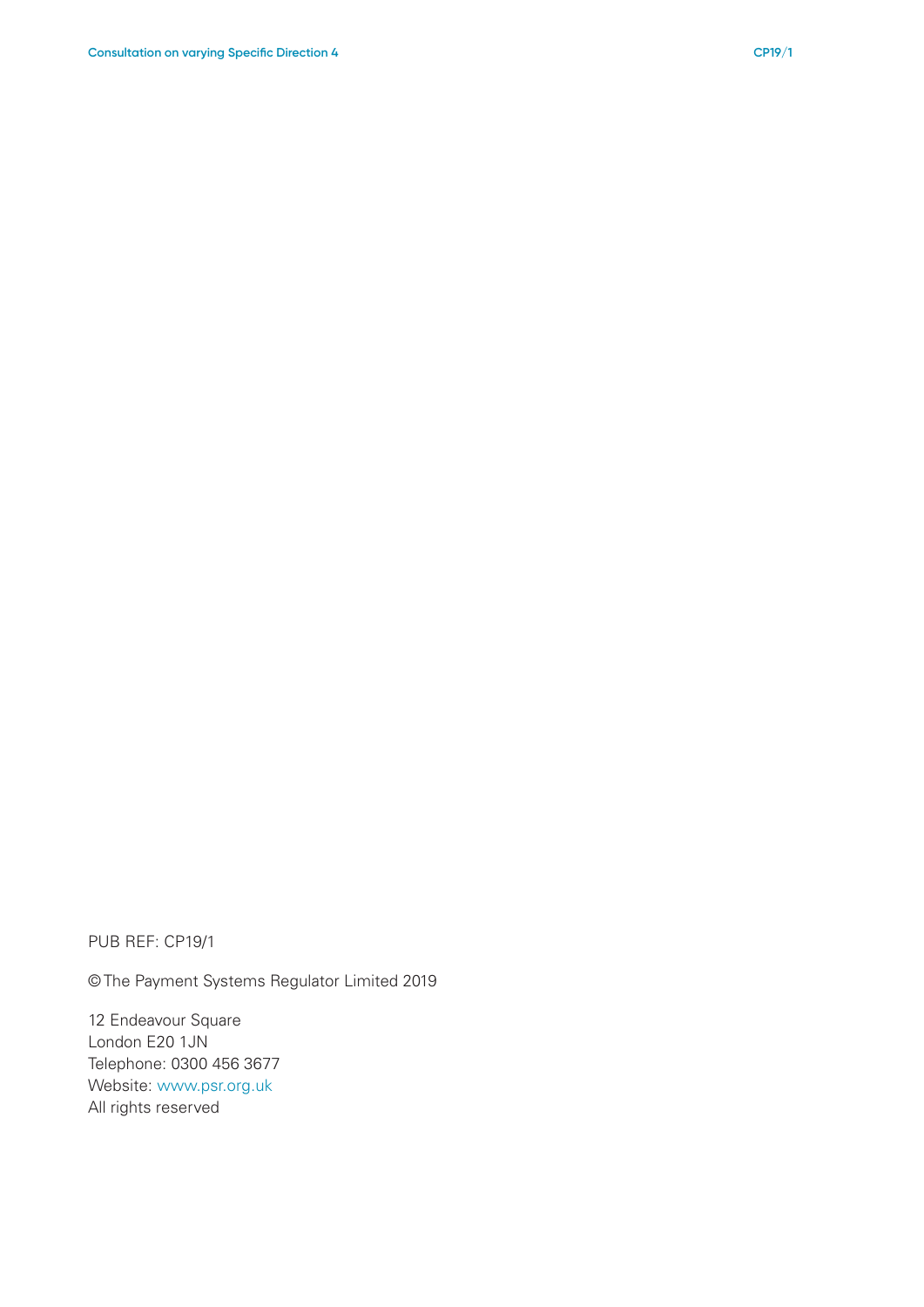PUB REF: CP19/1

© The Payment Systems Regulator Limited 2019

12 Endeavour Square
London E20 1JN
Telephone: 0300 456 3677
Website: www.psr.org.uk
All rights reserved